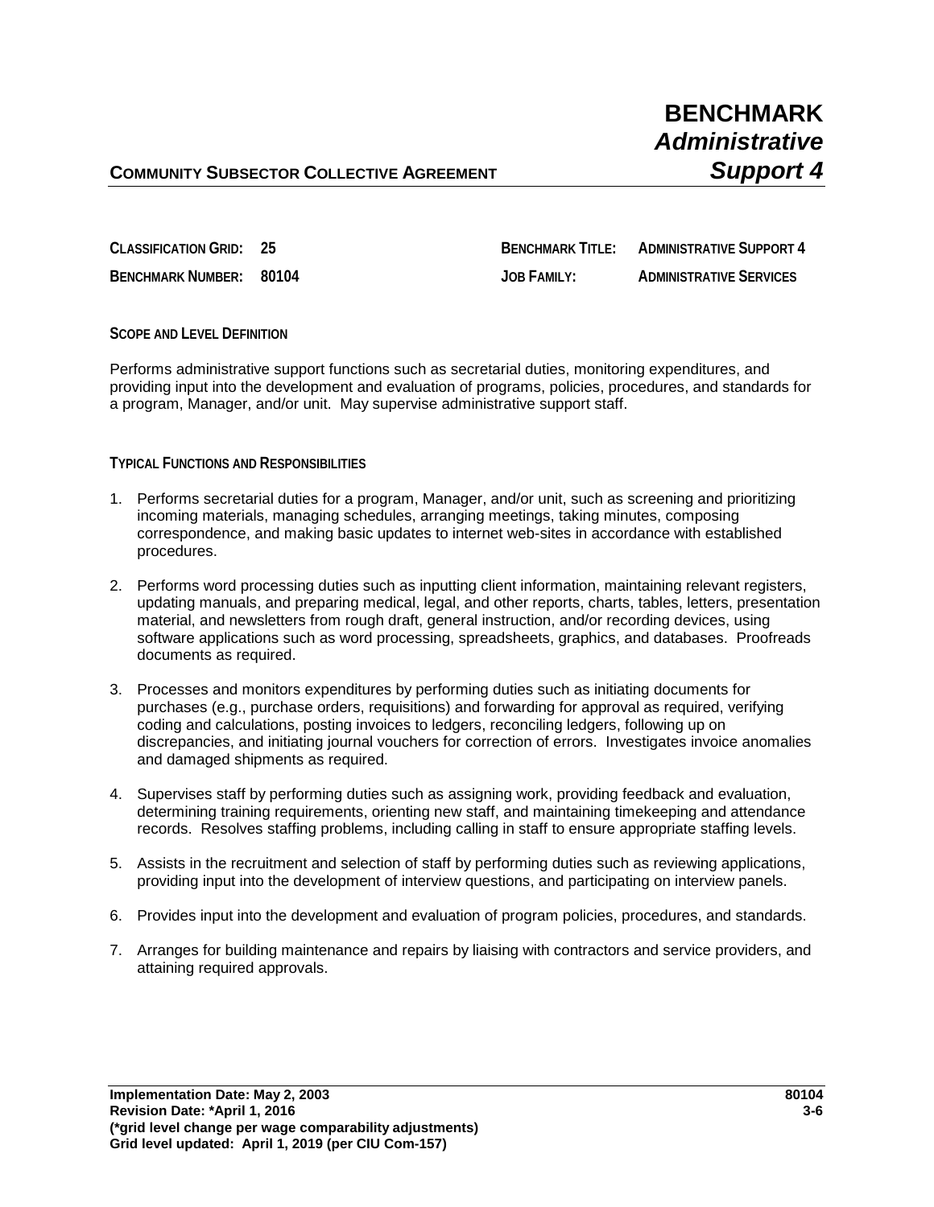# BENCHMARK *Administrative Support 4*

**COMMUNITY SUBSECTOR COLLECTIVE AGREEMENT**

| | | | |
|---|---|---|---|
| **CLASSIFICATION GRID:** | **25** | **BENCHMARK TITLE:** | **ADMINISTRATIVE SUPPORT 4** |
| **BENCHMARK NUMBER:** | **80104** | **JOB FAMILY:** | **ADMINISTRATIVE SERVICES** |

## SCOPE AND LEVEL DEFINITION

Performs administrative support functions such as secretarial duties, monitoring expenditures, and providing input into the development and evaluation of programs, policies, procedures, and standards for a program, Manager, and/or unit. May supervise administrative support staff.

## TYPICAL FUNCTIONS AND RESPONSIBILITIES

1. Performs secretarial duties for a program, Manager, and/or unit, such as screening and prioritizing incoming materials, managing schedules, arranging meetings, taking minutes, composing correspondence, and making basic updates to internet web-sites in accordance with established procedures.
2. Performs word processing duties such as inputting client information, maintaining relevant registers, updating manuals, and preparing medical, legal, and other reports, charts, tables, letters, presentation material, and newsletters from rough draft, general instruction, and/or recording devices, using software applications such as word processing, spreadsheets, graphics, and databases. Proofreads documents as required.
3. Processes and monitors expenditures by performing duties such as initiating documents for purchases (e.g., purchase orders, requisitions) and forwarding for approval as required, verifying coding and calculations, posting invoices to ledgers, reconciling ledgers, following up on discrepancies, and initiating journal vouchers for correction of errors. Investigates invoice anomalies and damaged shipments as required.
4. Supervises staff by performing duties such as assigning work, providing feedback and evaluation, determining training requirements, orienting new staff, and maintaining timekeeping and attendance records. Resolves staffing problems, including calling in staff to ensure appropriate staffing levels.
5. Assists in the recruitment and selection of staff by performing duties such as reviewing applications, providing input into the development of interview questions, and participating on interview panels.
6. Provides input into the development and evaluation of program policies, procedures, and standards.
7. Arranges for building maintenance and repairs by liaising with contractors and service providers, and attaining required approvals.

**Implementation Date: May 2, 2003**
**Revision Date: \*April 1, 2016**
**(\*grid level change per wage comparability adjustments)**
**Grid level updated: April 1, 2019 (per CIU Com-157)**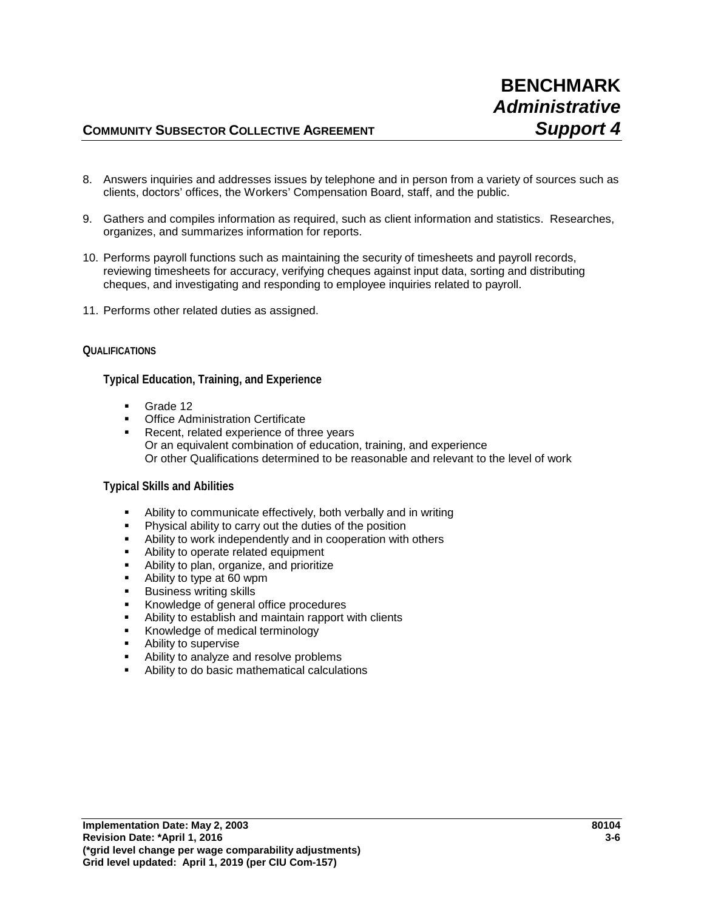8. Answers inquiries and addresses issues by telephone and in person from a variety of sources such as clients, doctors' offices, the Workers' Compensation Board, staff, and the public.

9. Gathers and compiles information as required, such as client information and statistics. Researches, organizes, and summarizes information for reports.

10. Performs payroll functions such as maintaining the security of timesheets and payroll records, reviewing timesheets for accuracy, verifying cheques against input data, sorting and distributing cheques, and investigating and responding to employee inquiries related to payroll.

11. Performs other related duties as assigned.

## QUALIFICATIONS

### Typical Education, Training, and Experience

- Grade 12
- Office Administration Certificate
- Recent, related experience of three years
  Or an equivalent combination of education, training, and experience
  Or other Qualifications determined to be reasonable and relevant to the level of work

### Typical Skills and Abilities

- Ability to communicate effectively, both verbally and in writing
- Physical ability to carry out the duties of the position
- Ability to work independently and in cooperation with others
- Ability to operate related equipment
- Ability to plan, organize, and prioritize
- Ability to type at 60 wpm
- Business writing skills
- Knowledge of general office procedures
- Ability to establish and maintain rapport with clients
- Knowledge of medical terminology
- Ability to supervise
- Ability to analyze and resolve problems
- Ability to do basic mathematical calculations